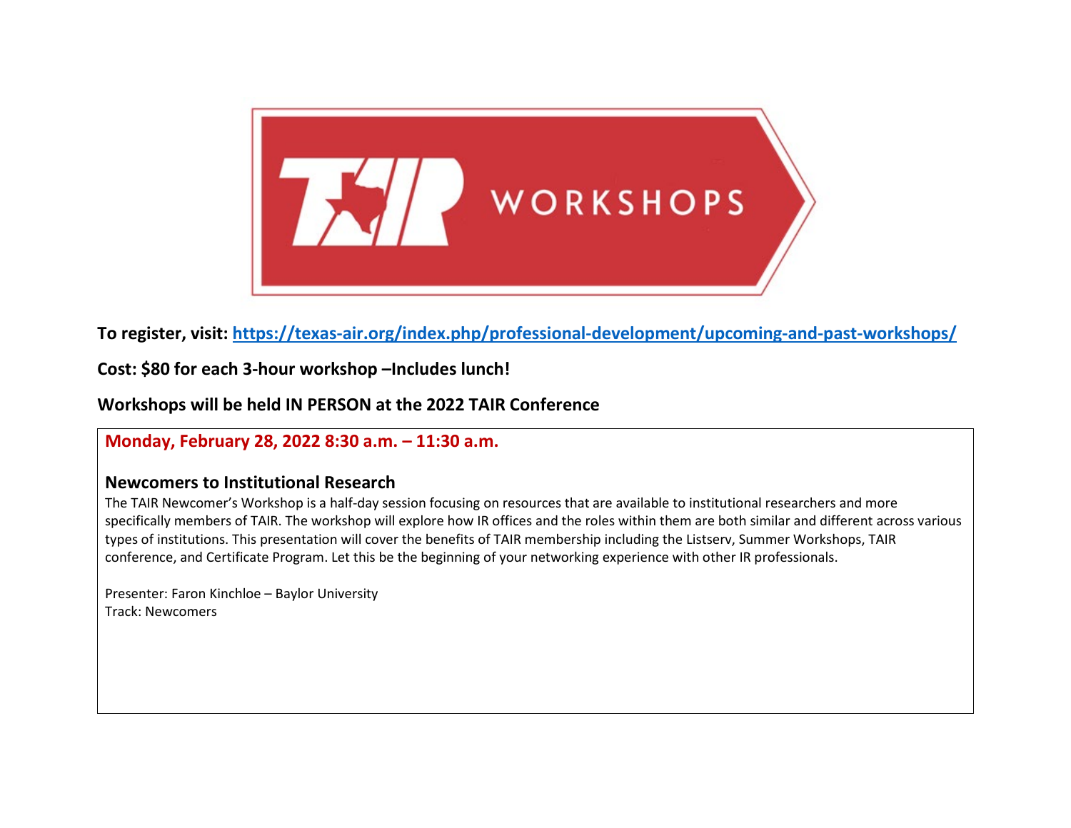**To register, visit: [https://texas-air.org/index.php/professional-development/upcoming-and-past-workshops/](https://texas-air.org/index.php/professional-development/upcoming-and-past-workshops/)**

**Cost: $80 for each 3-hour workshop –Includes lunch!**

**Workshops will be held IN PERSON at the 2022 TAIR Conference**

**Monday, February 28, 2022 8:30 a.m. – 11:30 a.m.**

### Newcomers to Institutional Research

The TAIR Newcomer's Workshop is a half-day session focusing on resources that are available to institutional researchers and more specifically members of TAIR. The workshop will explore how IR offices and the roles within them are both similar and different across various types of institutions. This presentation will cover the benefits of TAIR membership including the Listserv, Summer Workshops, TAIR conference, and Certificate Program. Let this be the beginning of your networking experience with other IR professionals.

Presenter: Faron Kinchloe – Baylor University
Track: Newcomers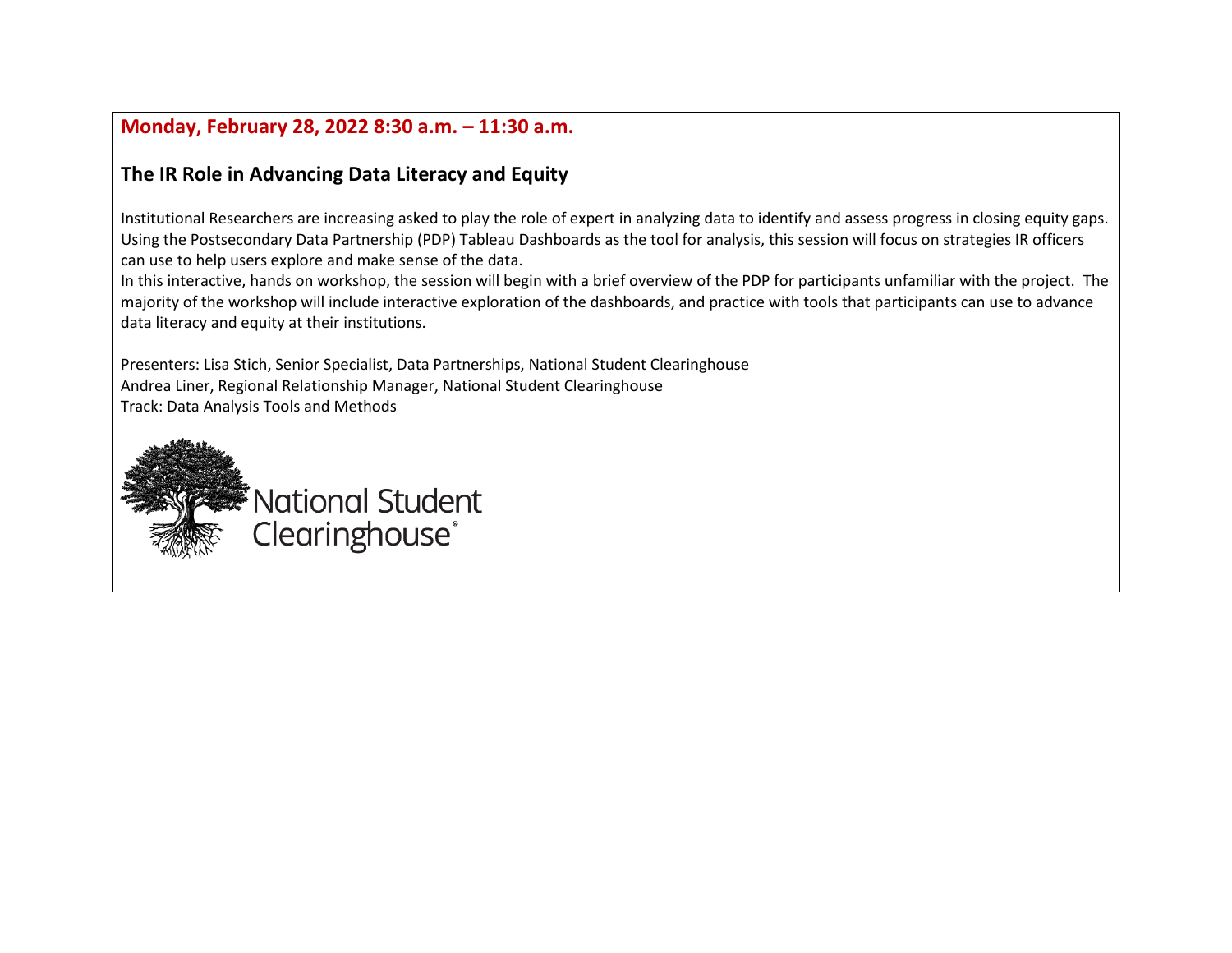**Monday, February 28, 2022 8:30 a.m. – 11:30 a.m.**

## The IR Role in Advancing Data Literacy and Equity

Institutional Researchers are increasing asked to play the role of expert in analyzing data to identify and assess progress in closing equity gaps. Using the Postsecondary Data Partnership (PDP) Tableau Dashboards as the tool for analysis, this session will focus on strategies IR officers can use to help users explore and make sense of the data.

In this interactive, hands on workshop, the session will begin with a brief overview of the PDP for participants unfamiliar with the project. The majority of the workshop will include interactive exploration of the dashboards, and practice with tools that participants can use to advance data literacy and equity at their institutions.

Presenters: Lisa Stich, Senior Specialist, Data Partnerships, National Student Clearinghouse
Andrea Liner, Regional Relationship Manager, National Student Clearinghouse
Track: Data Analysis Tools and Methods

National Student Clearinghouse®